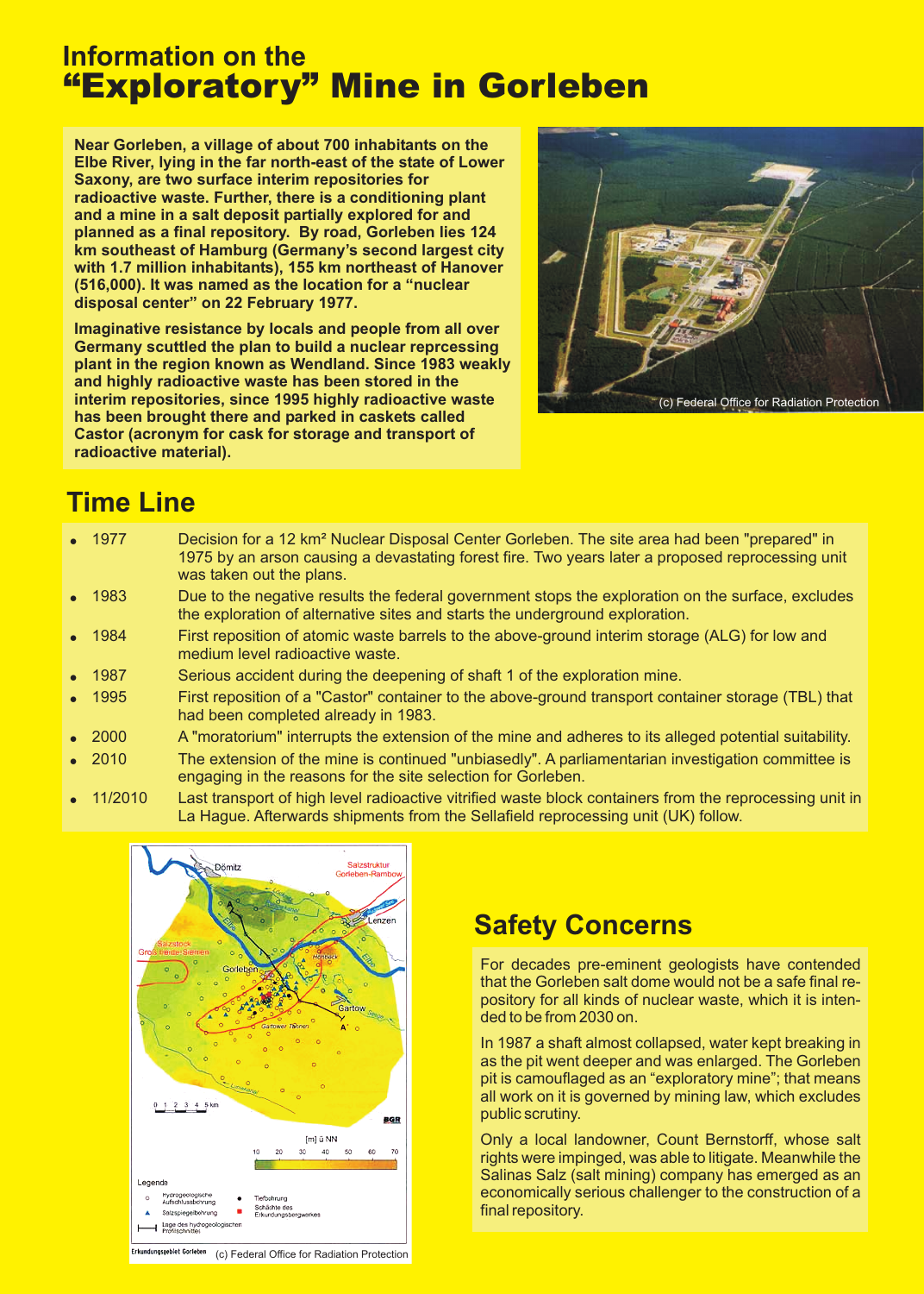## Information on the
# "Exploratory" Mine in Gorleben

**Near Gorleben, a village of about 700 inhabitants on the Elbe River, lying in the far north-east of the state of Lower Saxony, are two surface interim repositories for radioactive waste. Further, there is a conditioning plant and a mine in a salt deposit partially explored for and planned as a final repository. By road, Gorleben lies 124 km southeast of Hamburg (Germany's second largest city with 1.7 million inhabitants), 155 km northeast of Hanover (516,000). It was named as the location for a "nuclear disposal center" on 22 February 1977.**

**Imaginative resistance by locals and people from all over Germany scuttled the plan to build a nuclear reprcessing plant in the region known as Wendland. Since 1983 weakly and highly radioactive waste has been stored in the interim repositories, since 1995 highly radioactive waste has been brought there and parked in caskets called Castor (acronym for cask for storage and transport of radioactive material).**

(c) Federal Office for Radiation Protection

## Time Line

- 1977 — Decision for a 12 km² Nuclear Disposal Center Gorleben. The site area had been "prepared" in 1975 by an arson causing a devastating forest fire. Two years later a proposed reprocessing unit was taken out the plans.
- 1983 — Due to the negative results the federal government stops the exploration on the surface, excludes the exploration of alternative sites and starts the underground exploration.
- 1984 — First reposition of atomic waste barrels to the above-ground interim storage (ALG) for low and medium level radioactive waste.
- 1987 — Serious accident during the deepening of shaft 1 of the exploration mine.
- 1995 — First reposition of a "Castor" container to the above-ground transport container storage (TBL) that had been completed already in 1983.
- 2000 — A "moratorium" interrupts the extension of the mine and adheres to its alleged potential suitability.
- 2010 — The extension of the mine is continued "unbiasedly". A parliamentarian investigation committee is engaging in the reasons for the site selection for Gorleben.
- 11/2010 — Last transport of high level radioactive vitrified waste block containers from the reprocessing unit in La Hague. Afterwards shipments from the Sellafield reprocessing unit (UK) follow.

(c) Federal Office for Radiation Protection

## Safety Concerns

For decades pre-eminent geologists have contended that the Gorleben salt dome would not be a safe final repository for all kinds of nuclear waste, which it is intended to be from 2030 on.

In 1987 a shaft almost collapsed, water kept breaking in as the pit went deeper and was enlarged. The Gorleben pit is camouflaged as an "exploratory mine"; that means all work on it is governed by mining law, which excludes public scrutiny.

Only a local landowner, Count Bernstorff, whose salt rights were impinged, was able to litigate. Meanwhile the Salinas Salz (salt mining) company has emerged as an economically serious challenger to the construction of a final repository.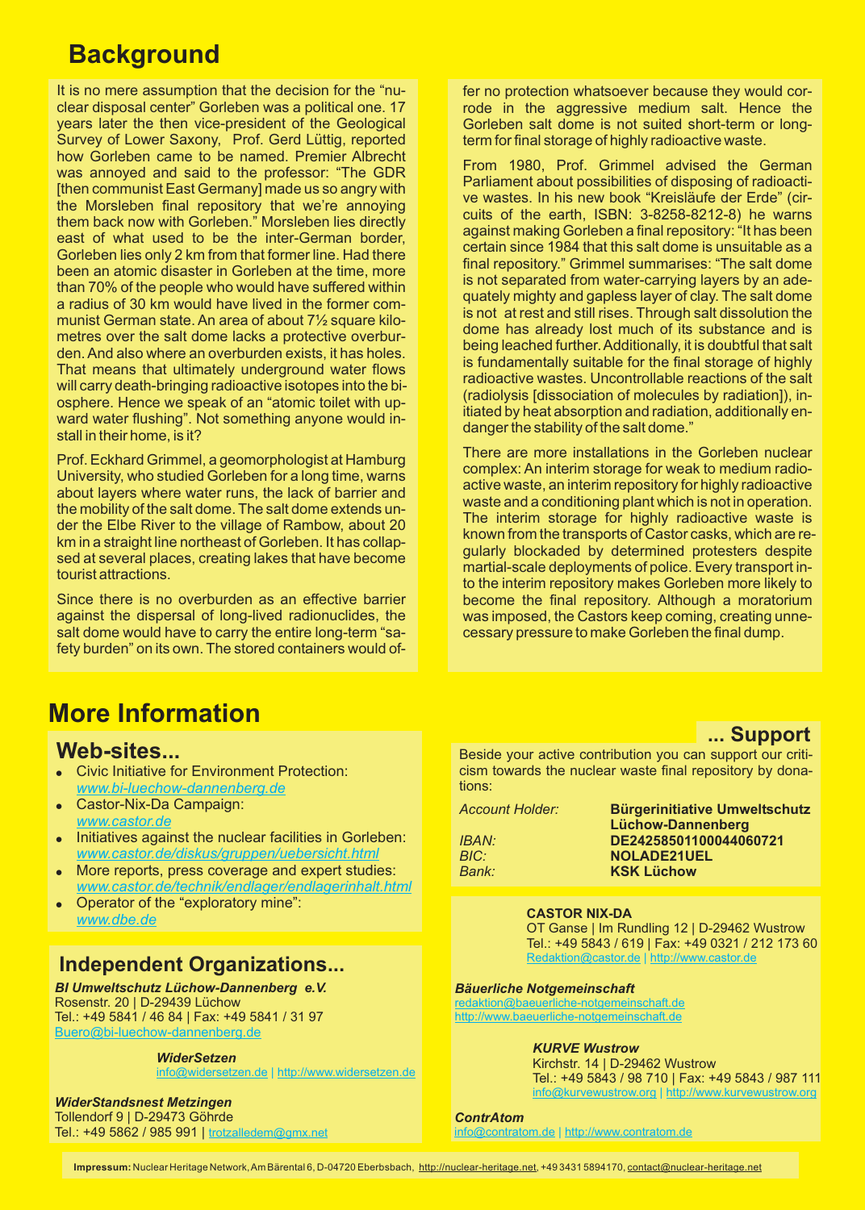# Background

It is no mere assumption that the decision for the "nuclear disposal center" Gorleben was a political one. 17 years later the then vice-president of the Geological Survey of Lower Saxony, Prof. Gerd Lüttig, reported how Gorleben came to be named. Premier Albrecht was annoyed and said to the professor: "The GDR [then communist East Germany] made us so angry with the Morsleben final repository that we're annoying them back now with Gorleben." Morsleben lies directly east of what used to be the inter-German border, Gorleben lies only 2 km from that former line. Had there been an atomic disaster in Gorleben at the time, more than 70% of the people who would have suffered within a radius of 30 km would have lived in the former communist German state. An area of about 7½ square kilometres over the salt dome lacks a protective overburden. And also where an overburden exists, it has holes. That means that ultimately underground water flows will carry death-bringing radioactive isotopes into the biosphere. Hence we speak of an "atomic toilet with upward water flushing". Not something anyone would install in their home, is it?

Prof. Eckhard Grimmel, a geomorphologist at Hamburg University, who studied Gorleben for a long time, warns about layers where water runs, the lack of barrier and the mobility of the salt dome. The salt dome extends under the Elbe River to the village of Rambow, about 20 km in a straight line northeast of Gorleben. It has collapsed at several places, creating lakes that have become tourist attractions.

Since there is no overburden as an effective barrier against the dispersal of long-lived radionuclides, the salt dome would have to carry the entire long-term "safety burden" on its own. The stored containers would offer no protection whatsoever because they would corrode in the aggressive medium salt. Hence the Gorleben salt dome is not suited short-term or long-term for final storage of highly radioactive waste.

From 1980, Prof. Grimmel advised the German Parliament about possibilities of disposing of radioactive wastes. In his new book "Kreisläufe der Erde" (circuits of the earth, ISBN: 3-8258-8212-8) he warns against making Gorleben a final repository: "It has been certain since 1984 that this salt dome is unsuitable as a final repository." Grimmel summarises: "The salt dome is not separated from water-carrying layers by an adequately mighty and gapless layer of clay. The salt dome is not at rest and still rises. Through salt dissolution the dome has already lost much of its substance and is being leached further. Additionally, it is doubtful that salt is fundamentally suitable for the final storage of highly radioactive wastes. Uncontrollable reactions of the salt (radiolysis [dissociation of molecules by radiation]), initiated by heat absorption and radiation, additionally endanger the stability of the salt dome."

There are more installations in the Gorleben nuclear complex: An interim storage for weak to medium radioactive waste, an interim repository for highly radioactive waste and a conditioning plant which is not in operation. The interim storage for highly radioactive waste is known from the transports of Castor casks, which are regularly blockaded by determined protesters despite martial-scale deployments of police. Every transport into the interim repository makes Gorleben more likely to become the final repository. Although a moratorium was imposed, the Castors keep coming, creating unnecessary pressure to make Gorleben the final dump.

# More Information

## Web-sites...

- Civic Initiative for Environment Protection: www.bi-luechow-dannenberg.de
- Castor-Nix-Da Campaign: www.castor.de
- Initiatives against the nuclear facilities in Gorleben: www.castor.de/diskus/gruppen/uebersicht.html
- More reports, press coverage and expert studies: www.castor.de/technik/endlager/endlagerinhalt.html
- Operator of the "exploratory mine": www.dbe.de

## ... Support

Beside your active contribution you can support our criticism towards the nuclear waste final repository by donations:

| | |
|---|---|
| *Account Holder:* | **Bürgerinitiative Umweltschutz Lüchow-Dannenberg** |
| *IBAN:* | **DE24258501100044060721** |
| *BIC:* | **NOLADE21UEL** |
| *Bank:* | **KSK Lüchow** |

## Independent Organizations...

***BI Umweltschutz Lüchow-Dannenberg e.V.***
Rosenstr. 20 | D-29439 Lüchow
Tel.: +49 5841 / 46 84 | Fax: +49 5841 / 31 97
Buero@bi-luechow-dannenberg.de

***WiderSetzen***
info@widersetzen.de | http://www.widersetzen.de

***WiderStandsnest Metzingen***
Tollendorf 9 | D-29473 Göhrde
Tel.: +49 5862 / 985 991 | trotzalledem@gmx.net

**CASTOR NIX-DA**
OT Ganse | Im Rundling 12 | D-29462 Wustrow
Tel.: +49 5843 / 619 | Fax: +49 0321 / 212 173 60
Redaktion@castor.de | http://www.castor.de

***Bäuerliche Notgemeinschaft***
redaktion@baeuerliche-notgemeinschaft.de
http://www.baeuerliche-notgemeinschaft.de

***KURVE Wustrow***
Kirchstr. 14 | D-29462 Wustrow
Tel.: +49 5843 / 98 710 | Fax: +49 5843 / 987 111
info@kurvewustrow.org | http://www.kurvewustrow.org

***ContrAtom***
info@contratom.de | http://www.contratom.de

**Impressum:** Nuclear Heritage Network, Am Bärental 6, D-04720 Eberbsbach, http://nuclear-heritage.net, +49 3431 5894170, contact@nuclear-heritage.net